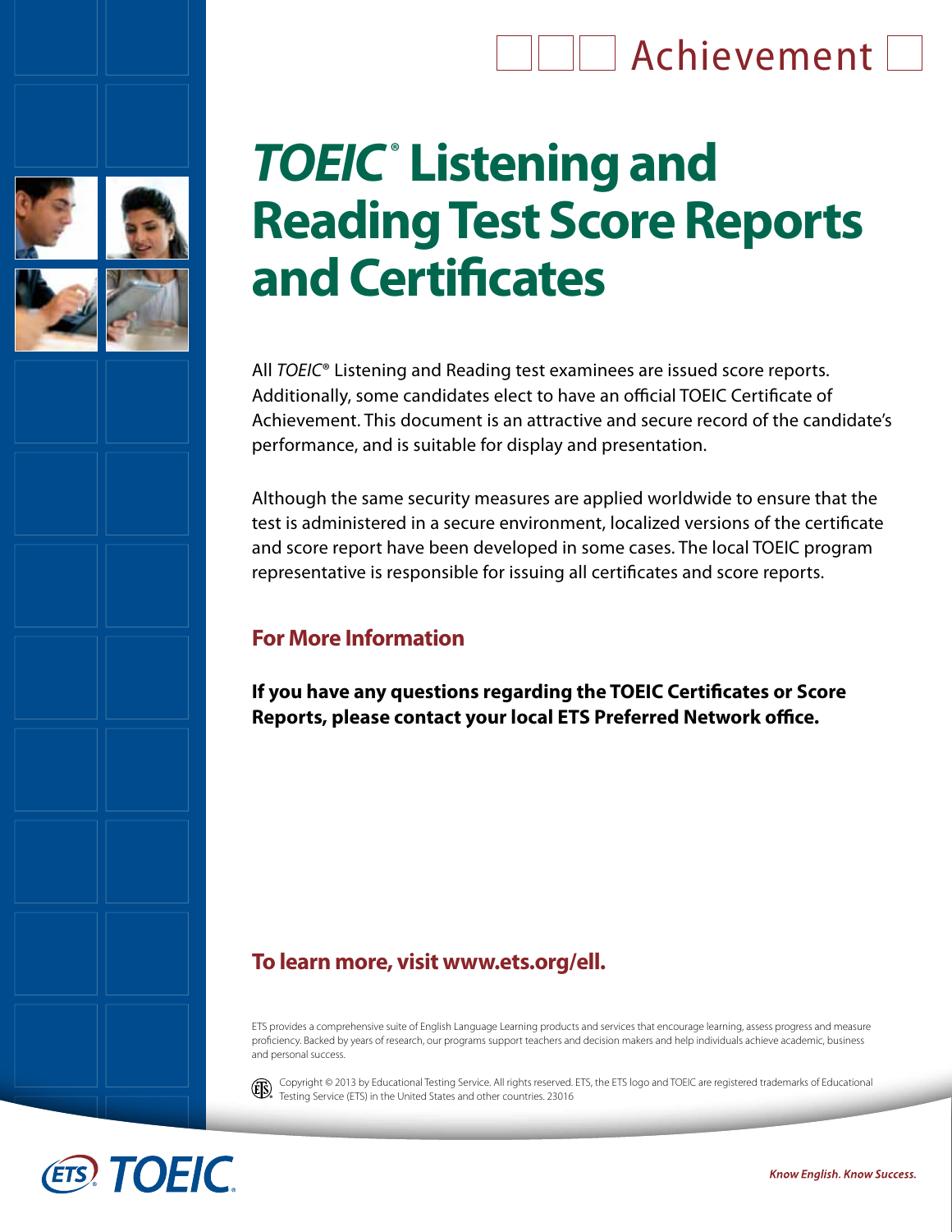Achievement

# *TOEIC*® Listening and Reading Test Score Reports and Certificates

All *TOEIC*® Listening and Reading test examinees are issued score reports. Additionally, some candidates elect to have an official TOEIC Certificate of Achievement. This document is an attractive and secure record of the candidate's performance, and is suitable for display and presentation.

Although the same security measures are applied worldwide to ensure that the test is administered in a secure environment, localized versions of the certificate and score report have been developed in some cases. The local TOEIC program representative is responsible for issuing all certificates and score reports.

## For More Information

**If you have any questions regarding the TOEIC Certificates or Score Reports, please contact your local ETS Preferred Network office.**

## To learn more, visit www.ets.org/ell.

ETS provides a comprehensive suite of English Language Learning products and services that encourage learning, assess progress and measure proficiency. Backed by years of research, our programs support teachers and decision makers and help individuals achieve academic, business and personal success.

Copyright © 2013 by Educational Testing Service. All rights reserved. ETS, the ETS logo and TOEIC are registered trademarks of Educational Testing Service (ETS) in the United States and other countries. 23016

ETS TOEIC

*Know English. Know Success.*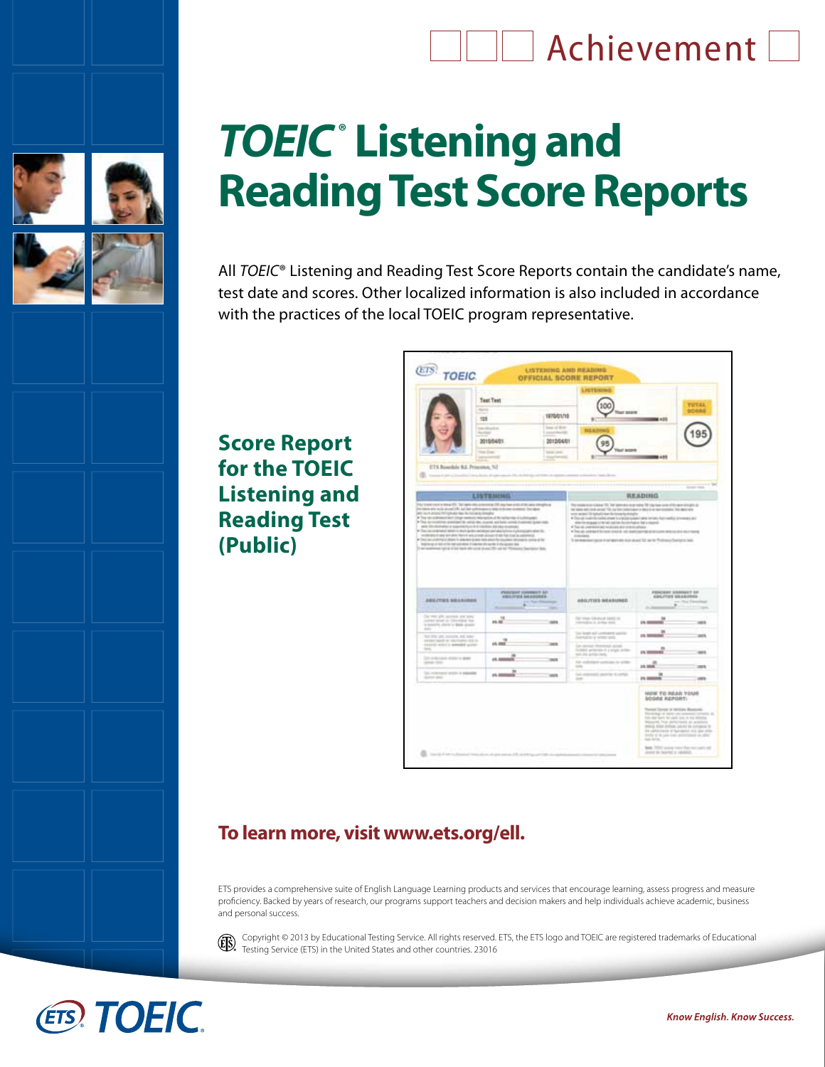Achievement

# *TOEIC*® Listening and Reading Test Score Reports

All *TOEIC*® Listening and Reading Test Score Reports contain the candidate's name, test date and scores. Other localized information is also included in accordance with the practices of the local TOEIC program representative.

## Score Report for the TOEIC Listening and Reading Test (Public)

**To learn more, visit www.ets.org/ell.**

ETS provides a comprehensive suite of English Language Learning products and services that encourage learning, assess progress and measure proficiency. Backed by years of research, our programs support teachers and decision makers and help individuals achieve academic, business and personal success.

Copyright © 2013 by Educational Testing Service. All rights reserved. ETS, the ETS logo and TOEIC are registered trademarks of Educational Testing Service (ETS) in the United States and other countries. 23016

*Know English. Know Success.*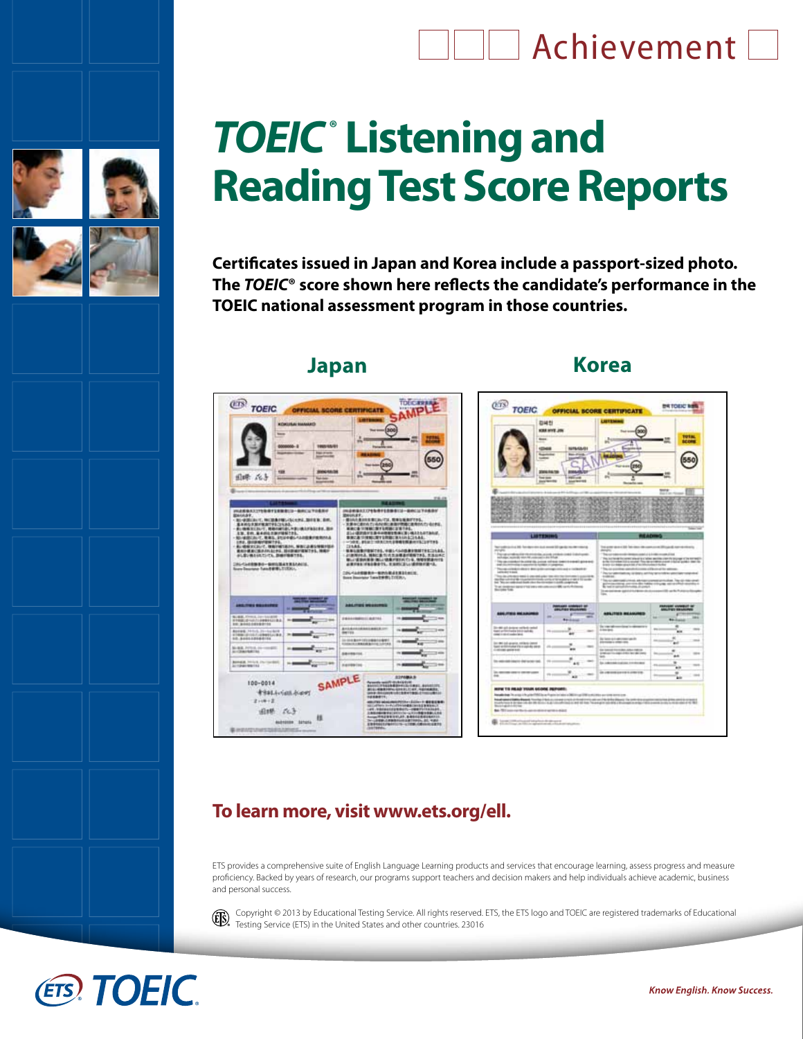Achievement

# *TOEIC*® Listening and Reading Test Score Reports

**Certificates issued in Japan and Korea include a passport-sized photo. The *TOEIC*® score shown here reflects the candidate's performance in the TOEIC national assessment program in those countries.**

## Japan

## Korea

## To learn more, visit www.ets.org/ell.

ETS provides a comprehensive suite of English Language Learning products and services that encourage learning, assess progress and measure proficiency. Backed by years of research, our programs support teachers and decision makers and help individuals achieve academic, business and personal success.

Copyright © 2013 by Educational Testing Service. All rights reserved. ETS, the ETS logo and TOEIC are registered trademarks of Educational Testing Service (ETS) in the United States and other countries. 23016

*Know English. Know Success.*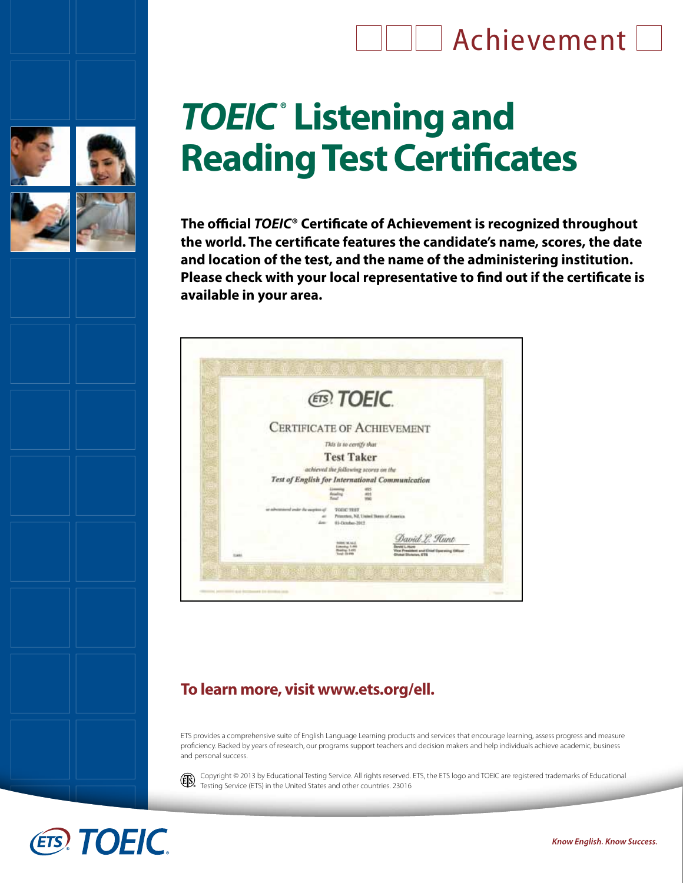Achievement

# *TOEIC*® Listening and Reading Test Certificates

**The official *TOEIC*® Certificate of Achievement is recognized throughout the world. The certificate features the candidate's name, scores, the date and location of the test, and the name of the administering institution. Please check with your local representative to find out if the certificate is available in your area.**

TOEIC

CERTIFICATE OF ACHIEVEMENT

*This is to certify that*

**Test Taker**

*achieved the following scores on the*

***Test of English for International Communication***

Listening 495
Reading 495
Total 990

as administered under the auspices of TOEIC TEST
at Princeton, NJ, United States of America
date 01-October-2012

*David L. Hunt*
David L. Hunt
Vice President and Chief Operating Officer
Global Division, ETS

## To learn more, visit www.ets.org/ell.

ETS provides a comprehensive suite of English Language Learning products and services that encourage learning, assess progress and measure proficiency. Backed by years of research, our programs support teachers and decision makers and help individuals achieve academic, business and personal success.

Copyright © 2013 by Educational Testing Service. All rights reserved. ETS, the ETS logo and TOEIC are registered trademarks of Educational Testing Service (ETS) in the United States and other countries. 23016

*Know English. Know Success.*